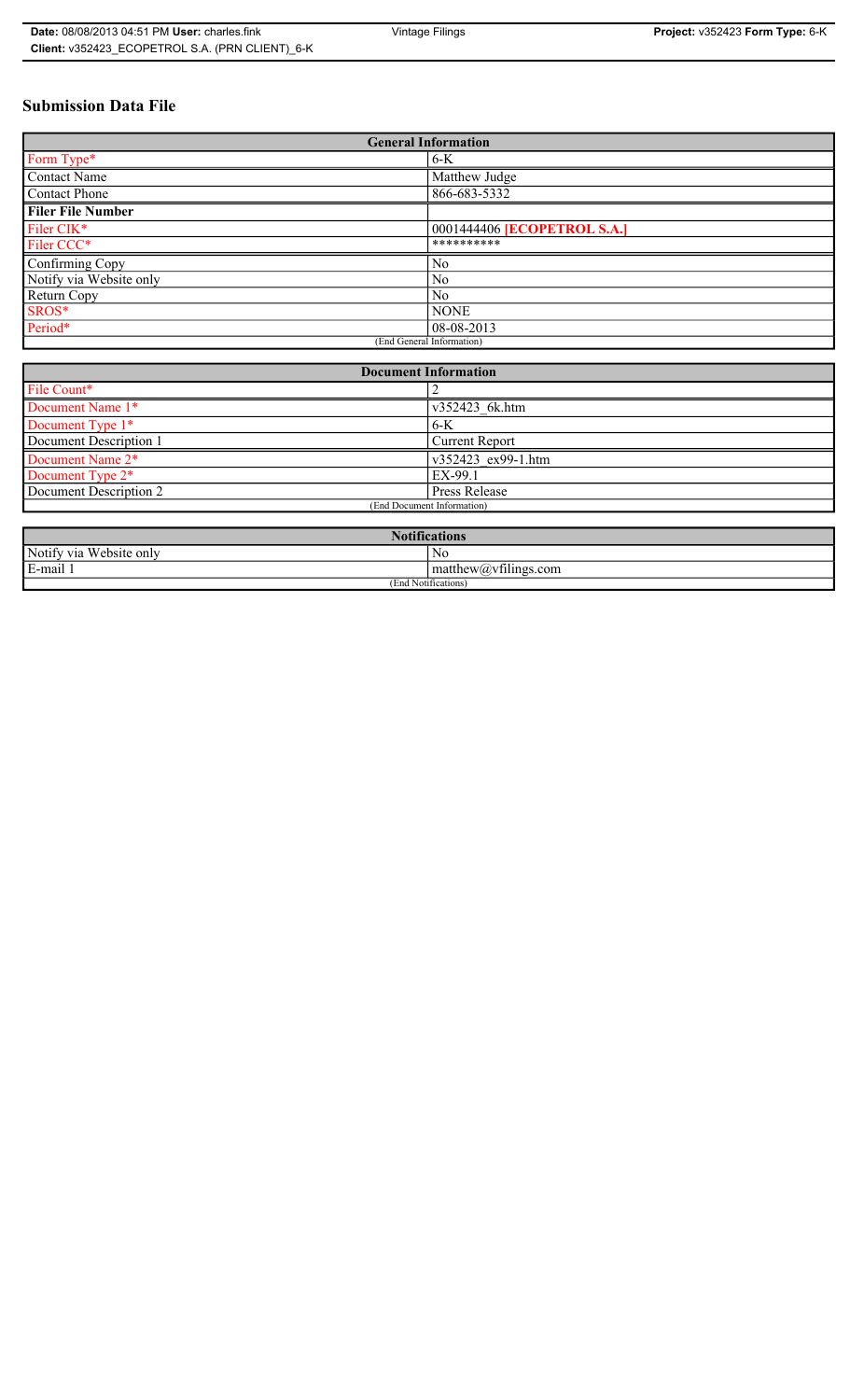# Submission Data File

| General Information | |
|---|---|
| Form Type* | 6-K |
| Contact Name | Matthew Judge |
| Contact Phone | 866-683-5332 |
| **Filer File Number** | |
| Filer CIK* | 0001444406 **[ECOPETROL S.A.]** |
| Filer CCC* | ********** |
| Confirming Copy | No |
| Notify via Website only | No |
| Return Copy | No |
| SROS* | NONE |
| Period* | 08-08-2013 |
| (End General Information) | |

| Document Information | |
|---|---|
| File Count* | 2 |
| Document Name 1* | v352423_6k.htm |
| Document Type 1* | 6-K |
| Document Description 1 | Current Report |
| Document Name 2* | v352423_ex99-1.htm |
| Document Type 2* | EX-99.1 |
| Document Description 2 | Press Release |
| (End Document Information) | |

| Notifications | |
|---|---|
| Notify via Website only | No |
| E-mail 1 | matthew@vfilings.com |
| (End Notifications) | |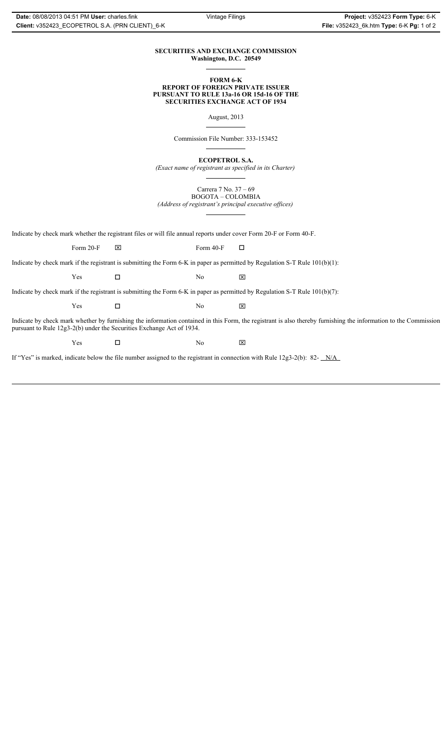**SECURITIES AND EXCHANGE COMMISSION**
**Washington, D.C. 20549**

**FORM 6-K**
**REPORT OF FOREIGN PRIVATE ISSUER**
**PURSUANT TO RULE 13a-16 OR 15d-16 OF THE**
**SECURITIES EXCHANGE ACT OF 1934**

August, 2013

Commission File Number: 333-153452

**ECOPETROL S.A.**
*(Exact name of registrant as specified in its Charter)*

Carrera 7 No. 37 – 69
BOGOTA – COLOMBIA
*(Address of registrant's principal executive offices)*

Indicate by check mark whether the registrant files or will file annual reports under cover Form 20-F or Form 40-F.

Form 20-F ☒ Form 40-F ☐

Indicate by check mark if the registrant is submitting the Form 6-K in paper as permitted by Regulation S-T Rule 101(b)(1):

Yes ☐ No ☒

Indicate by check mark if the registrant is submitting the Form 6-K in paper as permitted by Regulation S-T Rule 101(b)(7):

Yes ☐ No ☒

Indicate by check mark whether by furnishing the information contained in this Form, the registrant is also thereby furnishing the information to the Commission pursuant to Rule 12g3-2(b) under the Securities Exchange Act of 1934.

Yes ☐ No ☒

If "Yes" is marked, indicate below the file number assigned to the registrant in connection with Rule 12g3-2(b): 82- N/A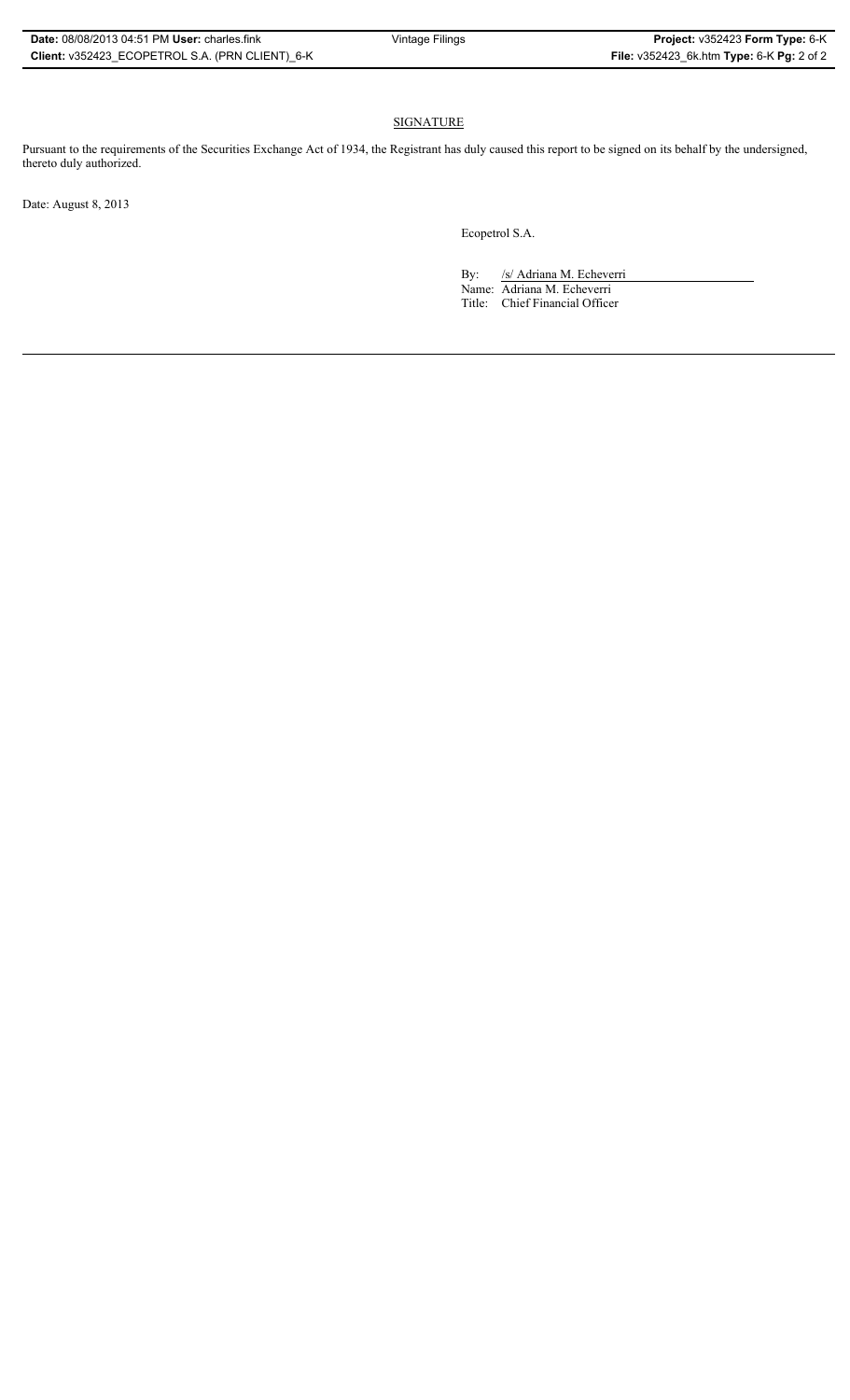## SIGNATURE

Pursuant to the requirements of the Securities Exchange Act of 1934, the Registrant has duly caused this report to be signed on its behalf by the undersigned, thereto duly authorized.

Date: August 8, 2013

Ecopetrol S.A.

By: /s/ Adriana M. Echeverri
Name: Adriana M. Echeverri
Title: Chief Financial Officer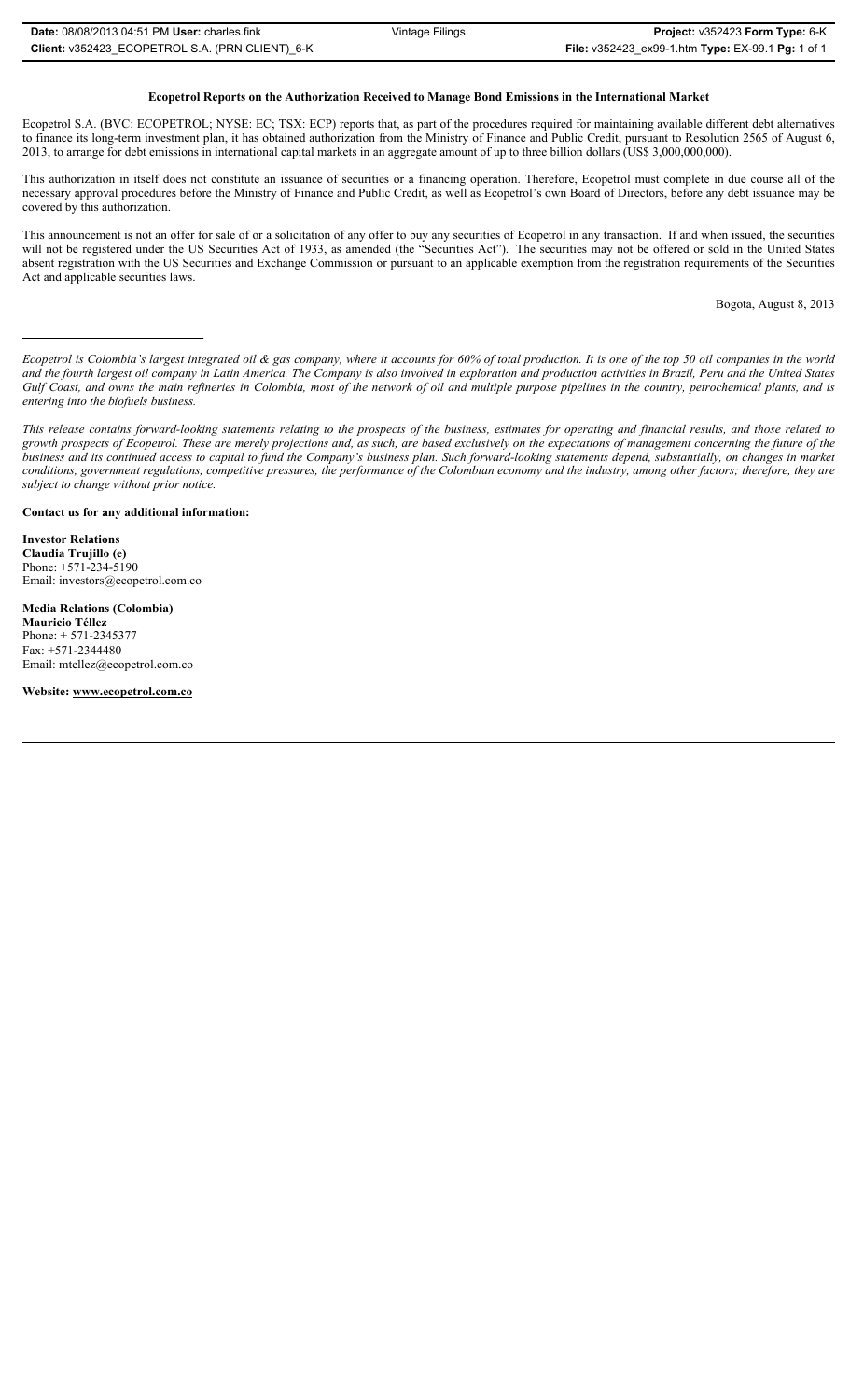**Ecopetrol Reports on the Authorization Received to Manage Bond Emissions in the International Market**

Ecopetrol S.A. (BVC: ECOPETROL; NYSE: EC; TSX: ECP) reports that, as part of the procedures required for maintaining available different debt alternatives to finance its long-term investment plan, it has obtained authorization from the Ministry of Finance and Public Credit, pursuant to Resolution 2565 of August 6, 2013, to arrange for debt emissions in international capital markets in an aggregate amount of up to three billion dollars (US$ 3,000,000,000).

This authorization in itself does not constitute an issuance of securities or a financing operation. Therefore, Ecopetrol must complete in due course all of the necessary approval procedures before the Ministry of Finance and Public Credit, as well as Ecopetrol's own Board of Directors, before any debt issuance may be covered by this authorization.

This announcement is not an offer for sale of or a solicitation of any offer to buy any securities of Ecopetrol in any transaction. If and when issued, the securities will not be registered under the US Securities Act of 1933, as amended (the "Securities Act"). The securities may not be offered or sold in the United States absent registration with the US Securities and Exchange Commission or pursuant to an applicable exemption from the registration requirements of the Securities Act and applicable securities laws.

Bogota, August 8, 2013

---

*Ecopetrol is Colombia's largest integrated oil & gas company, where it accounts for 60% of total production. It is one of the top 50 oil companies in the world and the fourth largest oil company in Latin America. The Company is also involved in exploration and production activities in Brazil, Peru and the United States Gulf Coast, and owns the main refineries in Colombia, most of the network of oil and multiple purpose pipelines in the country, petrochemical plants, and is entering into the biofuels business.*

*This release contains forward-looking statements relating to the prospects of the business, estimates for operating and financial results, and those related to growth prospects of Ecopetrol. These are merely projections and, as such, are based exclusively on the expectations of management concerning the future of the business and its continued access to capital to fund the Company's business plan. Such forward-looking statements depend, substantially, on changes in market conditions, government regulations, competitive pressures, the performance of the Colombian economy and the industry, among other factors; therefore, they are subject to change without prior notice.*

**Contact us for any additional information:**

**Investor Relations**
**Claudia Trujillo (e)**
Phone: +571-234-5190
Email: investors@ecopetrol.com.co

**Media Relations (Colombia)**
**Mauricio Téllez**
Phone: + 571-2345377
Fax: +571-2344480
Email: mtellez@ecopetrol.com.co

**Website: www.ecopetrol.com.co**